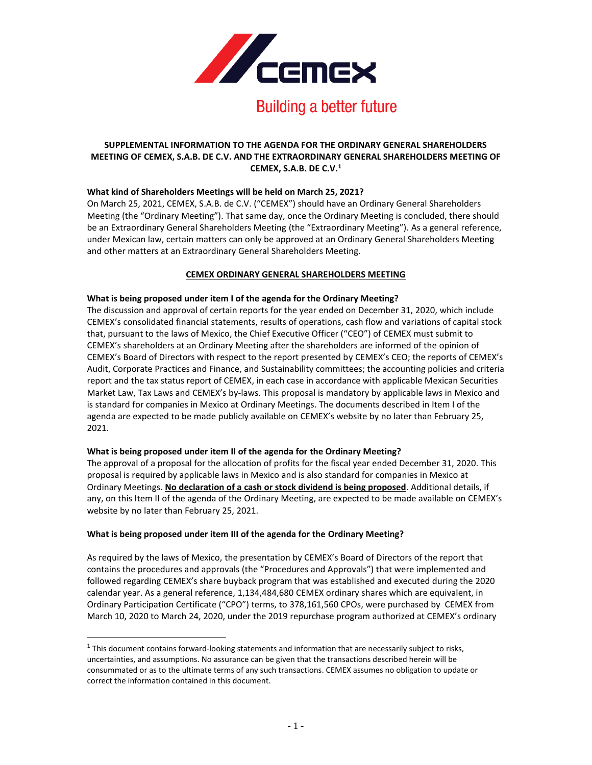Building a better future

**SUPPLEMENTAL INFORMATION TO THE AGENDA FOR THE ORDINARY GENERAL SHAREHOLDERS MEETING OF CEMEX, S.A.B. DE C.V. AND THE EXTRAORDINARY GENERAL SHAREHOLDERS MEETING OF CEMEX, S.A.B. DE C.V.[1]**

**What kind of Shareholders Meetings will be held on March 25, 2021?**

On March 25, 2021, CEMEX, S.A.B. de C.V. ("CEMEX") should have an Ordinary General Shareholders Meeting (the "Ordinary Meeting"). That same day, once the Ordinary Meeting is concluded, there should be an Extraordinary General Shareholders Meeting (the "Extraordinary Meeting"). As a general reference, under Mexican law, certain matters can only be approved at an Ordinary General Shareholders Meeting and other matters at an Extraordinary General Shareholders Meeting.

## CEMEX ORDINARY GENERAL SHAREHOLDERS MEETING

**What is being proposed under item I of the agenda for the Ordinary Meeting?**

The discussion and approval of certain reports for the year ended on December 31, 2020, which include CEMEX's consolidated financial statements, results of operations, cash flow and variations of capital stock that, pursuant to the laws of Mexico, the Chief Executive Officer ("CEO") of CEMEX must submit to CEMEX's shareholders at an Ordinary Meeting after the shareholders are informed of the opinion of CEMEX's Board of Directors with respect to the report presented by CEMEX's CEO; the reports of CEMEX's Audit, Corporate Practices and Finance, and Sustainability committees; the accounting policies and criteria report and the tax status report of CEMEX, in each case in accordance with applicable Mexican Securities Market Law, Tax Laws and CEMEX's by-laws. This proposal is mandatory by applicable laws in Mexico and is standard for companies in Mexico at Ordinary Meetings. The documents described in Item I of the agenda are expected to be made publicly available on CEMEX's website by no later than February 25, 2021.

**What is being proposed under item II of the agenda for the Ordinary Meeting?**

The approval of a proposal for the allocation of profits for the fiscal year ended December 31, 2020. This proposal is required by applicable laws in Mexico and is also standard for companies in Mexico at Ordinary Meetings. **No declaration of a cash or stock dividend is being proposed**. Additional details, if any, on this Item II of the agenda of the Ordinary Meeting, are expected to be made available on CEMEX's website by no later than February 25, 2021.

**What is being proposed under item III of the agenda for the Ordinary Meeting?**

As required by the laws of Mexico, the presentation by CEMEX's Board of Directors of the report that contains the procedures and approvals (the "Procedures and Approvals") that were implemented and followed regarding CEMEX's share buyback program that was established and executed during the 2020 calendar year. As a general reference, 1,134,484,680 CEMEX ordinary shares which are equivalent, in Ordinary Participation Certificate ("CPO") terms, to 378,161,560 CPOs, were purchased by CEMEX from March 10, 2020 to March 24, 2020, under the 2019 repurchase program authorized at CEMEX's ordinary

---

[1] This document contains forward-looking statements and information that are necessarily subject to risks, uncertainties, and assumptions. No assurance can be given that the transactions described herein will be consummated or as to the ultimate terms of any such transactions. CEMEX assumes no obligation to update or correct the information contained in this document.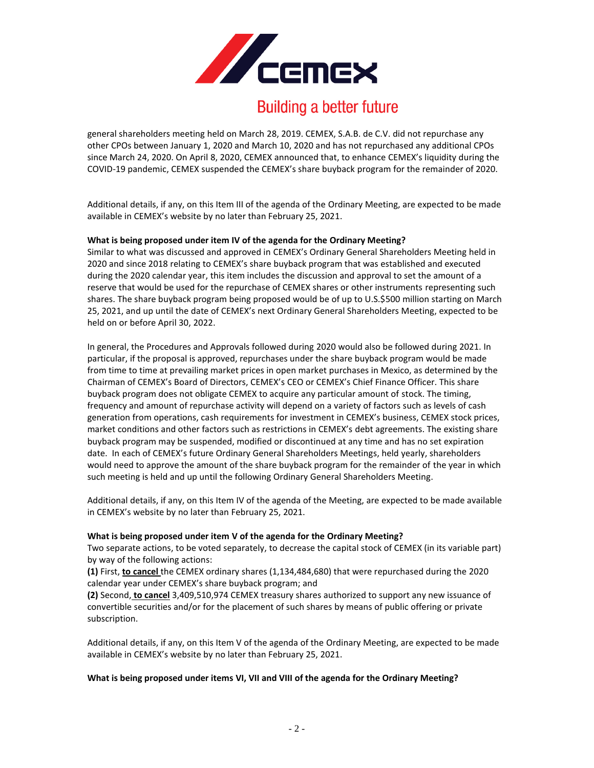general shareholders meeting held on March 28, 2019. CEMEX, S.A.B. de C.V. did not repurchase any other CPOs between January 1, 2020 and March 10, 2020 and has not repurchased any additional CPOs since March 24, 2020. On April 8, 2020, CEMEX announced that, to enhance CEMEX's liquidity during the COVID-19 pandemic, CEMEX suspended the CEMEX's share buyback program for the remainder of 2020.

Additional details, if any, on this Item III of the agenda of the Ordinary Meeting, are expected to be made available in CEMEX's website by no later than February 25, 2021.

**What is being proposed under item IV of the agenda for the Ordinary Meeting?**

Similar to what was discussed and approved in CEMEX's Ordinary General Shareholders Meeting held in 2020 and since 2018 relating to CEMEX's share buyback program that was established and executed during the 2020 calendar year, this item includes the discussion and approval to set the amount of a reserve that would be used for the repurchase of CEMEX shares or other instruments representing such shares. The share buyback program being proposed would be of up to U.S.$500 million starting on March 25, 2021, and up until the date of CEMEX's next Ordinary General Shareholders Meeting, expected to be held on or before April 30, 2022.

In general, the Procedures and Approvals followed during 2020 would also be followed during 2021. In particular, if the proposal is approved, repurchases under the share buyback program would be made from time to time at prevailing market prices in open market purchases in Mexico, as determined by the Chairman of CEMEX's Board of Directors, CEMEX's CEO or CEMEX's Chief Finance Officer. This share buyback program does not obligate CEMEX to acquire any particular amount of stock. The timing, frequency and amount of repurchase activity will depend on a variety of factors such as levels of cash generation from operations, cash requirements for investment in CEMEX's business, CEMEX stock prices, market conditions and other factors such as restrictions in CEMEX's debt agreements. The existing share buyback program may be suspended, modified or discontinued at any time and has no set expiration date. In each of CEMEX's future Ordinary General Shareholders Meetings, held yearly, shareholders would need to approve the amount of the share buyback program for the remainder of the year in which such meeting is held and up until the following Ordinary General Shareholders Meeting.

Additional details, if any, on this Item IV of the agenda of the Meeting, are expected to be made available in CEMEX's website by no later than February 25, 2021.

**What is being proposed under item V of the agenda for the Ordinary Meeting?**

Two separate actions, to be voted separately, to decrease the capital stock of CEMEX (in its variable part) by way of the following actions:

**(1)** First, **to cancel** the CEMEX ordinary shares (1,134,484,680) that were repurchased during the 2020 calendar year under CEMEX's share buyback program; and

**(2)** Second, **to cancel** 3,409,510,974 CEMEX treasury shares authorized to support any new issuance of convertible securities and/or for the placement of such shares by means of public offering or private subscription.

Additional details, if any, on this Item V of the agenda of the Ordinary Meeting, are expected to be made available in CEMEX's website by no later than February 25, 2021.

**What is being proposed under items VI, VII and VIII of the agenda for the Ordinary Meeting?**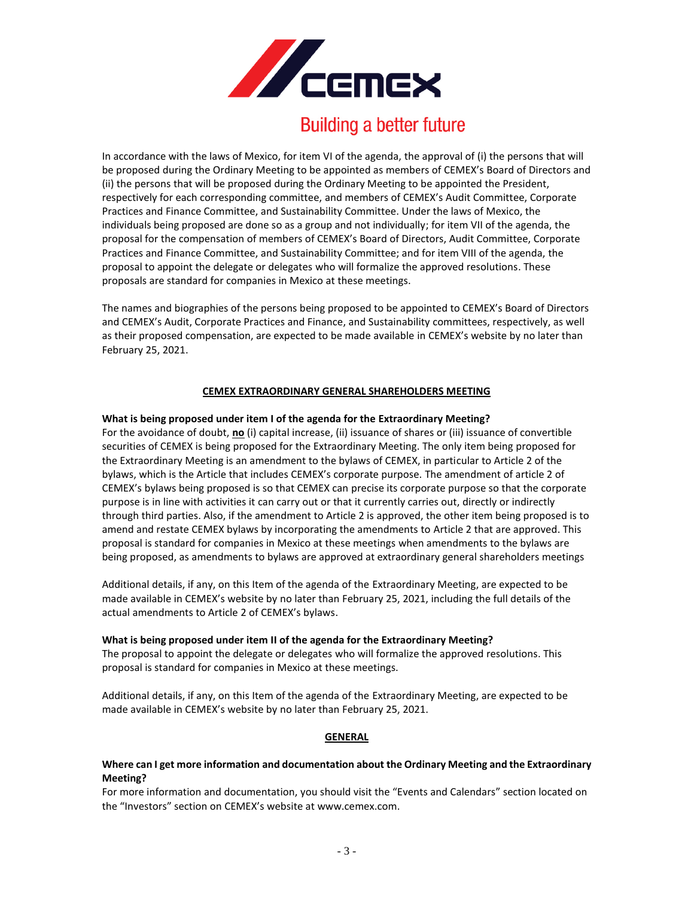In accordance with the laws of Mexico, for item VI of the agenda, the approval of (i) the persons that will be proposed during the Ordinary Meeting to be appointed as members of CEMEX's Board of Directors and (ii) the persons that will be proposed during the Ordinary Meeting to be appointed the President, respectively for each corresponding committee, and members of CEMEX's Audit Committee, Corporate Practices and Finance Committee, and Sustainability Committee. Under the laws of Mexico, the individuals being proposed are done so as a group and not individually; for item VII of the agenda, the proposal for the compensation of members of CEMEX's Board of Directors, Audit Committee, Corporate Practices and Finance Committee, and Sustainability Committee; and for item VIII of the agenda, the proposal to appoint the delegate or delegates who will formalize the approved resolutions. These proposals are standard for companies in Mexico at these meetings.

The names and biographies of the persons being proposed to be appointed to CEMEX's Board of Directors and CEMEX's Audit, Corporate Practices and Finance, and Sustainability committees, respectively, as well as their proposed compensation, are expected to be made available in CEMEX's website by no later than February 25, 2021.

## CEMEX EXTRAORDINARY GENERAL SHAREHOLDERS MEETING

**What is being proposed under item I of the agenda for the Extraordinary Meeting?**

For the avoidance of doubt, **no** (i) capital increase, (ii) issuance of shares or (iii) issuance of convertible securities of CEMEX is being proposed for the Extraordinary Meeting. The only item being proposed for the Extraordinary Meeting is an amendment to the bylaws of CEMEX, in particular to Article 2 of the bylaws, which is the Article that includes CEMEX's corporate purpose. The amendment of article 2 of CEMEX's bylaws being proposed is so that CEMEX can precise its corporate purpose so that the corporate purpose is in line with activities it can carry out or that it currently carries out, directly or indirectly through third parties. Also, if the amendment to Article 2 is approved, the other item being proposed is to amend and restate CEMEX bylaws by incorporating the amendments to Article 2 that are approved. This proposal is standard for companies in Mexico at these meetings when amendments to the bylaws are being proposed, as amendments to bylaws are approved at extraordinary general shareholders meetings

Additional details, if any, on this Item of the agenda of the Extraordinary Meeting, are expected to be made available in CEMEX's website by no later than February 25, 2021, including the full details of the actual amendments to Article 2 of CEMEX's bylaws.

**What is being proposed under item II of the agenda for the Extraordinary Meeting?**

The proposal to appoint the delegate or delegates who will formalize the approved resolutions. This proposal is standard for companies in Mexico at these meetings.

Additional details, if any, on this Item of the agenda of the Extraordinary Meeting, are expected to be made available in CEMEX's website by no later than February 25, 2021.

## GENERAL

**Where can I get more information and documentation about the Ordinary Meeting and the Extraordinary Meeting?**

For more information and documentation, you should visit the "Events and Calendars" section located on the "Investors" section on CEMEX's website at www.cemex.com.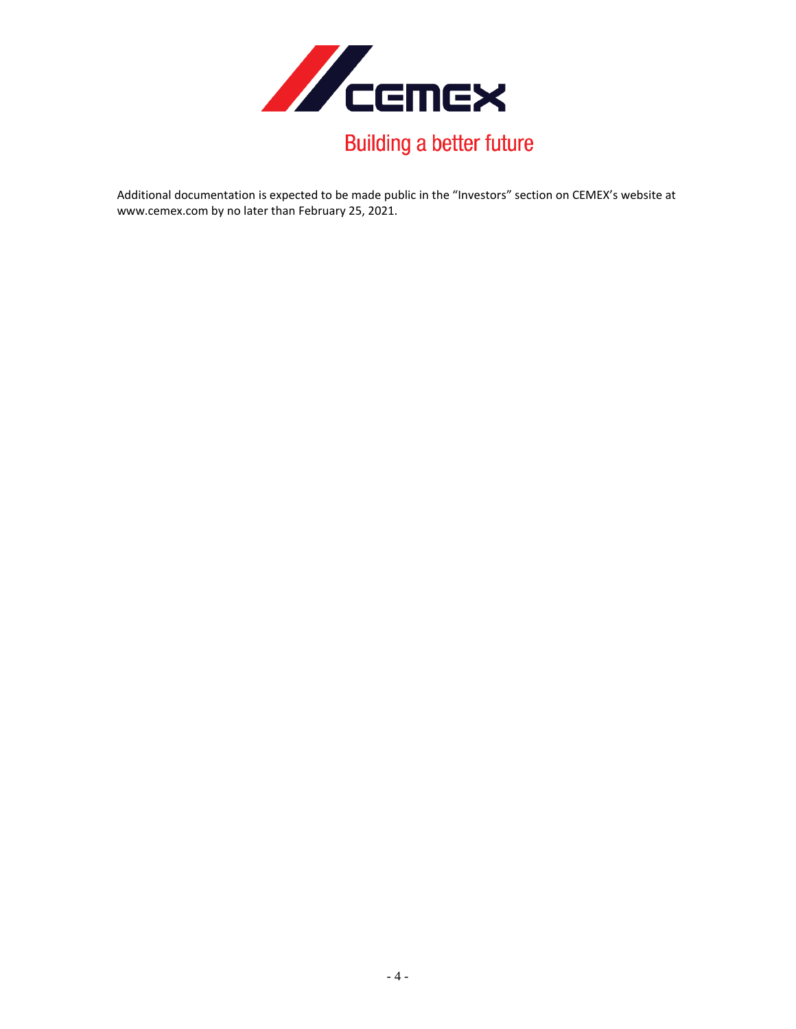Building a better future

Additional documentation is expected to be made public in the "Investors" section on CEMEX's website at www.cemex.com by no later than February 25, 2021.